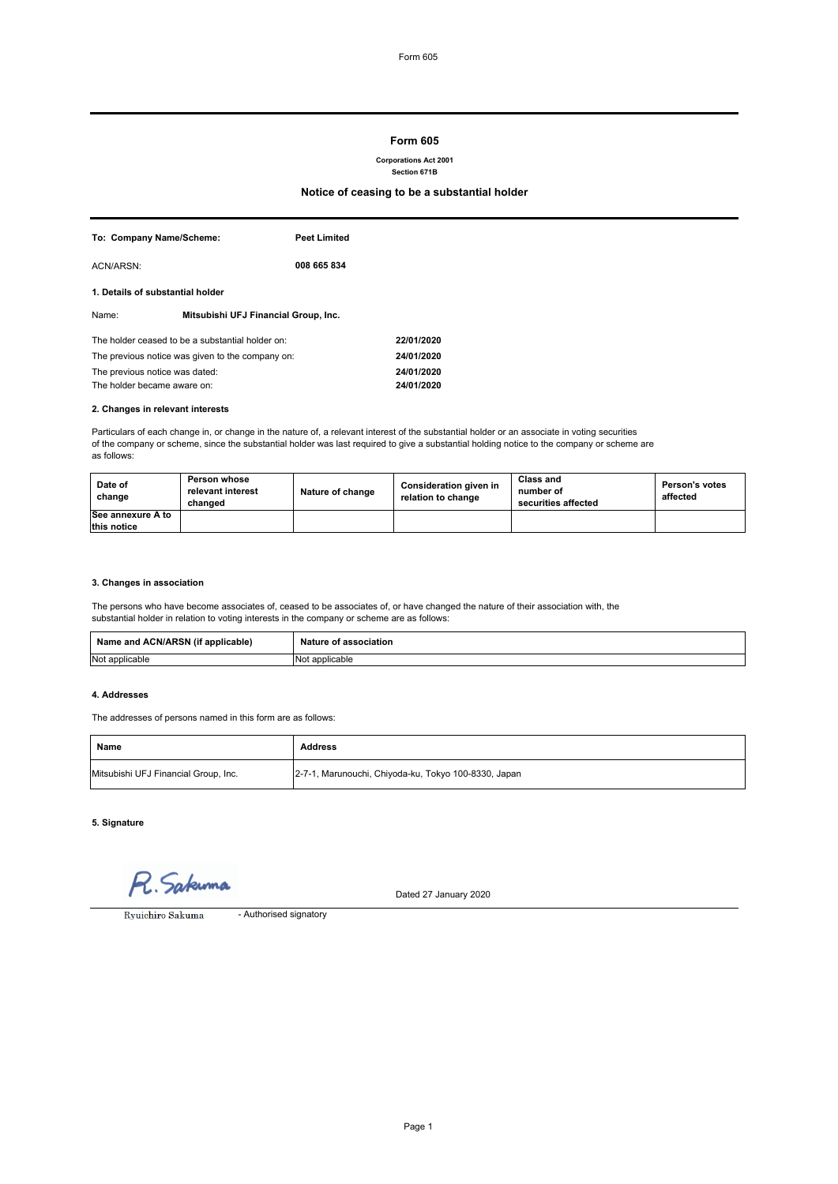# Form 605

**Corporations Act 2001**
**Section 671B**

## Notice of ceasing to be a substantial holder

| | |
|---|---|
| **To: Company Name/Scheme:** | **Peet Limited** |
| ACN/ARSN: | **008 665 834** |

### 1. Details of substantial holder

Name: **Mitsubishi UFJ Financial Group, Inc.**

| | |
|---|---|
| The holder ceased to be a substantial holder on: | **22/01/2020** |
| The previous notice was given to the company on: | **24/01/2020** |
| The previous notice was dated: | **24/01/2020** |
| The holder became aware on: | **24/01/2020** |

### 2. Changes in relevant interests

Particulars of each change in, or change in the nature of, a relevant interest of the substantial holder or an associate in voting securities of the company or scheme, since the substantial holder was last required to give a substantial holding notice to the company or scheme are as follows:

| Date of change | Person whose relevant interest changed | Nature of change | Consideration given in relation to change | Class and number of securities affected | Person's votes affected |
|---|---|---|---|---|---|
| **See annexure A to this notice** | | | | | |

### 3. Changes in association

The persons who have become associates of, ceased to be associates of, or have changed the nature of their association with, the substantial holder in relation to voting interests in the company or scheme are as follows:

| Name and ACN/ARSN (if applicable) | Nature of association |
|---|---|
| Not applicable | Not applicable |

### 4. Addresses

The addresses of persons named in this form are as follows:

| Name | Address |
|---|---|
| Mitsubishi UFJ Financial Group, Inc. | 2-7-1, Marunouchi, Chiyoda-ku, Tokyo 100-8330, Japan |

### 5. Signature

R. Sakuma

Dated 27 January 2020

Ryuichiro Sakuma - Authorised signatory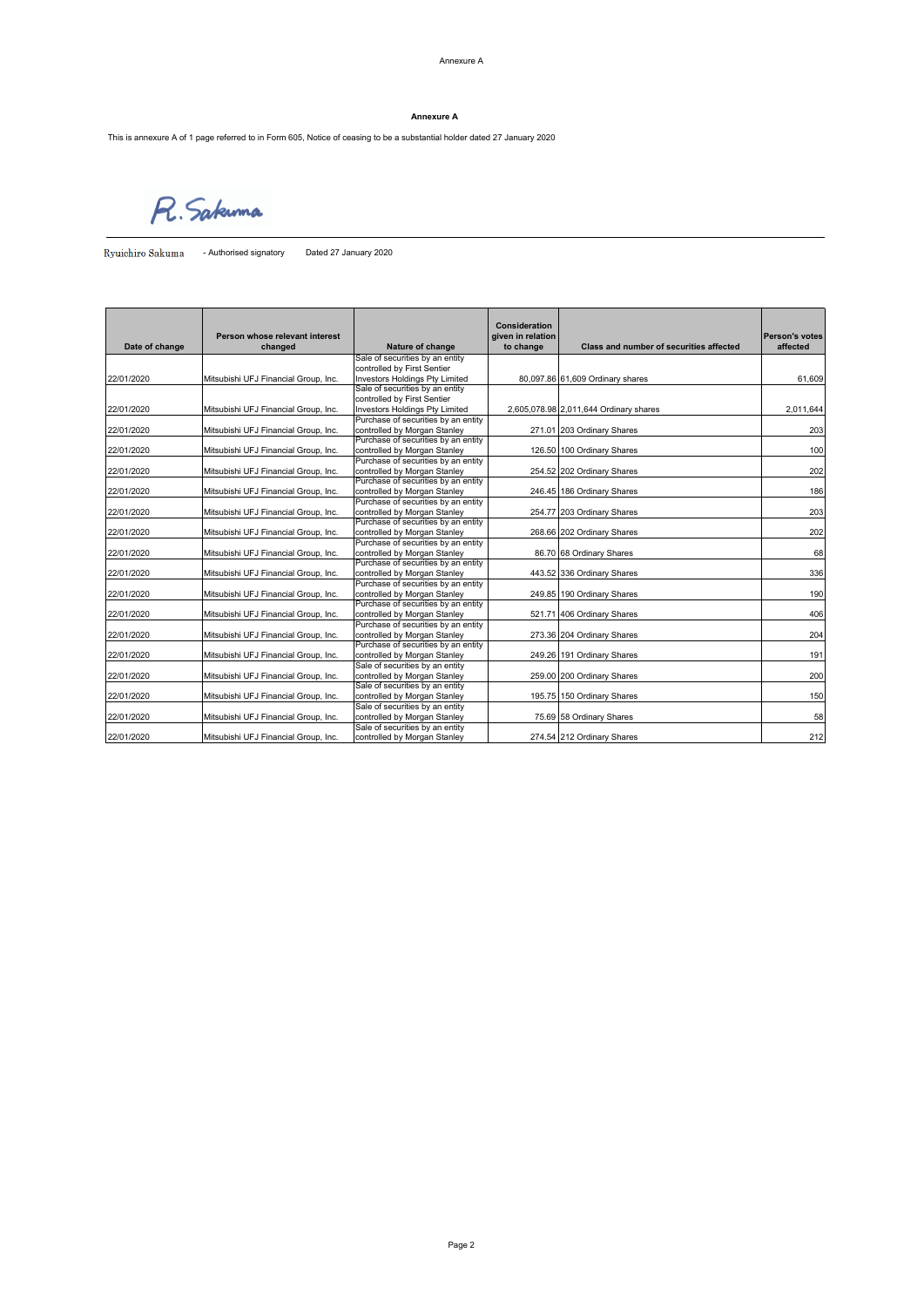## Annexure A

This is annexure A of 1 page referred to in Form 605, Notice of ceasing to be a substantial holder dated 27 January 2020

R. Sakuma

Ryuichiro Sakuma - Authorised signatory Dated 27 January 2020

| Date of change | Person whose relevant interest changed | Nature of change | Consideration given in relation to change | Class and number of securities affected | Person's votes affected |
|---|---|---|---|---|---|
| 22/01/2020 | Mitsubishi UFJ Financial Group, Inc. | Sale of securities by an entity controlled by First Sentier Investors Holdings Pty Limited | 80,097.86 | 61,609 Ordinary shares | 61,609 |
| 22/01/2020 | Mitsubishi UFJ Financial Group, Inc. | Sale of securities by an entity controlled by First Sentier Investors Holdings Pty Limited | 2,605,078.98 | 2,011,644 Ordinary shares | 2,011,644 |
| 22/01/2020 | Mitsubishi UFJ Financial Group, Inc. | Purchase of securities by an entity controlled by Morgan Stanley | 271.01 | 203 Ordinary Shares | 203 |
| 22/01/2020 | Mitsubishi UFJ Financial Group, Inc. | Purchase of securities by an entity controlled by Morgan Stanley | 126.50 | 100 Ordinary Shares | 100 |
| 22/01/2020 | Mitsubishi UFJ Financial Group, Inc. | Purchase of securities by an entity controlled by Morgan Stanley | 254.52 | 202 Ordinary Shares | 202 |
| 22/01/2020 | Mitsubishi UFJ Financial Group, Inc. | Purchase of securities by an entity controlled by Morgan Stanley | 246.45 | 186 Ordinary Shares | 186 |
| 22/01/2020 | Mitsubishi UFJ Financial Group, Inc. | Purchase of securities by an entity controlled by Morgan Stanley | 254.77 | 203 Ordinary Shares | 203 |
| 22/01/2020 | Mitsubishi UFJ Financial Group, Inc. | Purchase of securities by an entity controlled by Morgan Stanley | 268.66 | 202 Ordinary Shares | 202 |
| 22/01/2020 | Mitsubishi UFJ Financial Group, Inc. | Purchase of securities by an entity controlled by Morgan Stanley | 86.70 | 68 Ordinary Shares | 68 |
| 22/01/2020 | Mitsubishi UFJ Financial Group, Inc. | Purchase of securities by an entity controlled by Morgan Stanley | 443.52 | 336 Ordinary Shares | 336 |
| 22/01/2020 | Mitsubishi UFJ Financial Group, Inc. | Purchase of securities by an entity controlled by Morgan Stanley | 249.85 | 190 Ordinary Shares | 190 |
| 22/01/2020 | Mitsubishi UFJ Financial Group, Inc. | Purchase of securities by an entity controlled by Morgan Stanley | 521.71 | 406 Ordinary Shares | 406 |
| 22/01/2020 | Mitsubishi UFJ Financial Group, Inc. | Purchase of securities by an entity controlled by Morgan Stanley | 273.36 | 204 Ordinary Shares | 204 |
| 22/01/2020 | Mitsubishi UFJ Financial Group, Inc. | Purchase of securities by an entity controlled by Morgan Stanley | 249.26 | 191 Ordinary Shares | 191 |
| 22/01/2020 | Mitsubishi UFJ Financial Group, Inc. | Sale of securities by an entity controlled by Morgan Stanley | 259.00 | 200 Ordinary Shares | 200 |
| 22/01/2020 | Mitsubishi UFJ Financial Group, Inc. | Sale of securities by an entity controlled by Morgan Stanley | 195.75 | 150 Ordinary Shares | 150 |
| 22/01/2020 | Mitsubishi UFJ Financial Group, Inc. | Sale of securities by an entity controlled by Morgan Stanley | 75.69 | 58 Ordinary Shares | 58 |
| 22/01/2020 | Mitsubishi UFJ Financial Group, Inc. | Sale of securities by an entity controlled by Morgan Stanley | 274.54 | 212 Ordinary Shares | 212 |